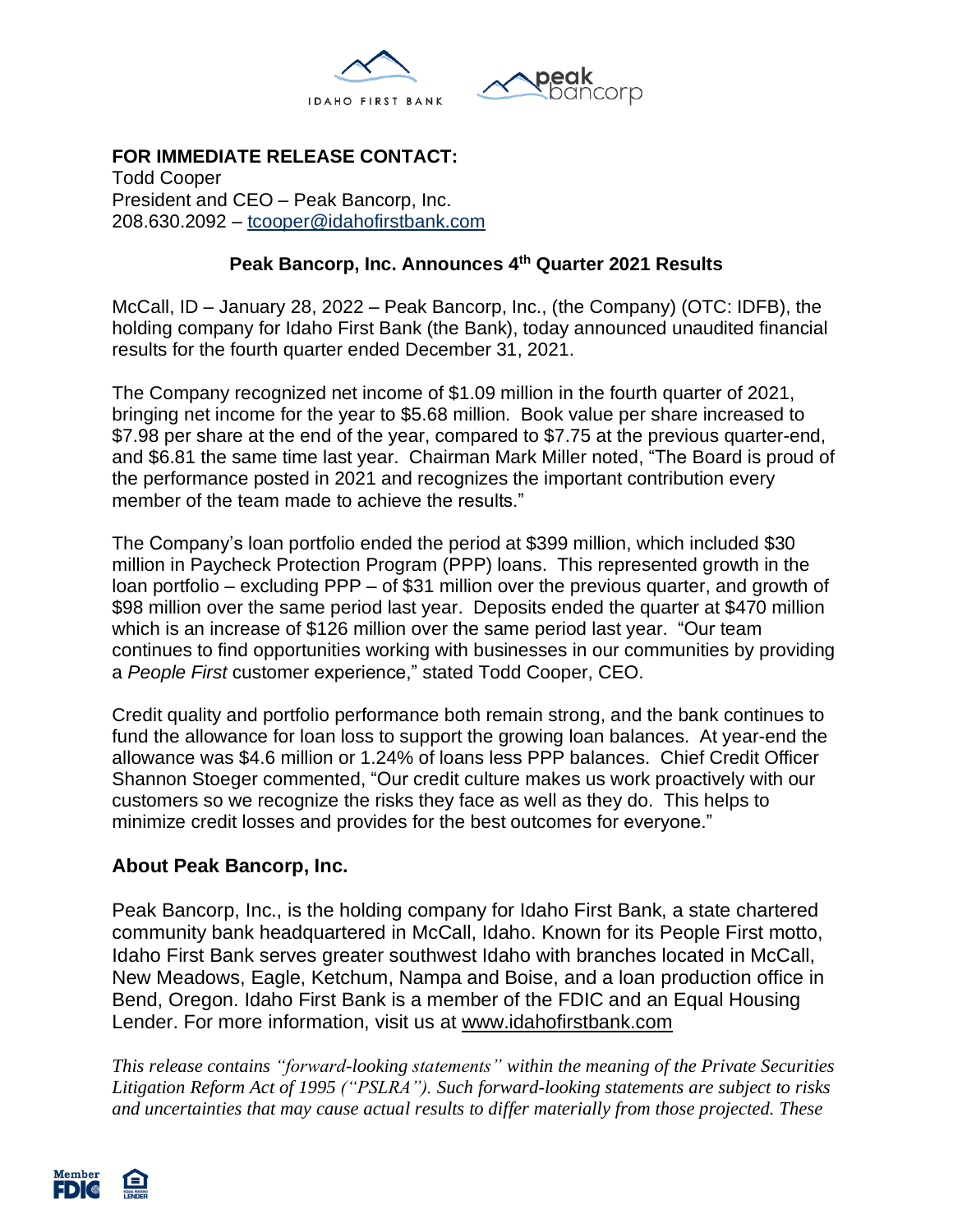**FOR IMMEDIATE RELEASE CONTACT:**
Todd Cooper
President and CEO – Peak Bancorp, Inc.
208.630.2092 – tcooper@idahofirstbank.com

## Peak Bancorp, Inc. Announces 4th Quarter 2021 Results

McCall, ID – January 28, 2022 – Peak Bancorp, Inc., (the Company) (OTC: IDFB), the holding company for Idaho First Bank (the Bank), today announced unaudited financial results for the fourth quarter ended December 31, 2021.

The Company recognized net income of $1.09 million in the fourth quarter of 2021, bringing net income for the year to $5.68 million. Book value per share increased to $7.98 per share at the end of the year, compared to $7.75 at the previous quarter-end, and $6.81 the same time last year. Chairman Mark Miller noted, "The Board is proud of the performance posted in 2021 and recognizes the important contribution every member of the team made to achieve the results."

The Company's loan portfolio ended the period at $399 million, which included $30 million in Paycheck Protection Program (PPP) loans. This represented growth in the loan portfolio – excluding PPP – of $31 million over the previous quarter, and growth of $98 million over the same period last year. Deposits ended the quarter at $470 million which is an increase of $126 million over the same period last year. "Our team continues to find opportunities working with businesses in our communities by providing a *People First* customer experience," stated Todd Cooper, CEO.

Credit quality and portfolio performance both remain strong, and the bank continues to fund the allowance for loan loss to support the growing loan balances. At year-end the allowance was $4.6 million or 1.24% of loans less PPP balances. Chief Credit Officer Shannon Stoeger commented, "Our credit culture makes us work proactively with our customers so we recognize the risks they face as well as they do. This helps to minimize credit losses and provides for the best outcomes for everyone."

### About Peak Bancorp, Inc.

Peak Bancorp, Inc., is the holding company for Idaho First Bank, a state chartered community bank headquartered in McCall, Idaho. Known for its People First motto, Idaho First Bank serves greater southwest Idaho with branches located in McCall, New Meadows, Eagle, Ketchum, Nampa and Boise, and a loan production office in Bend, Oregon. Idaho First Bank is a member of the FDIC and an Equal Housing Lender. For more information, visit us at www.idahofirstbank.com

*This release contains "forward-looking statements" within the meaning of the Private Securities Litigation Reform Act of 1995 ("PSLRA"). Such forward-looking statements are subject to risks and uncertainties that may cause actual results to differ materially from those projected. These*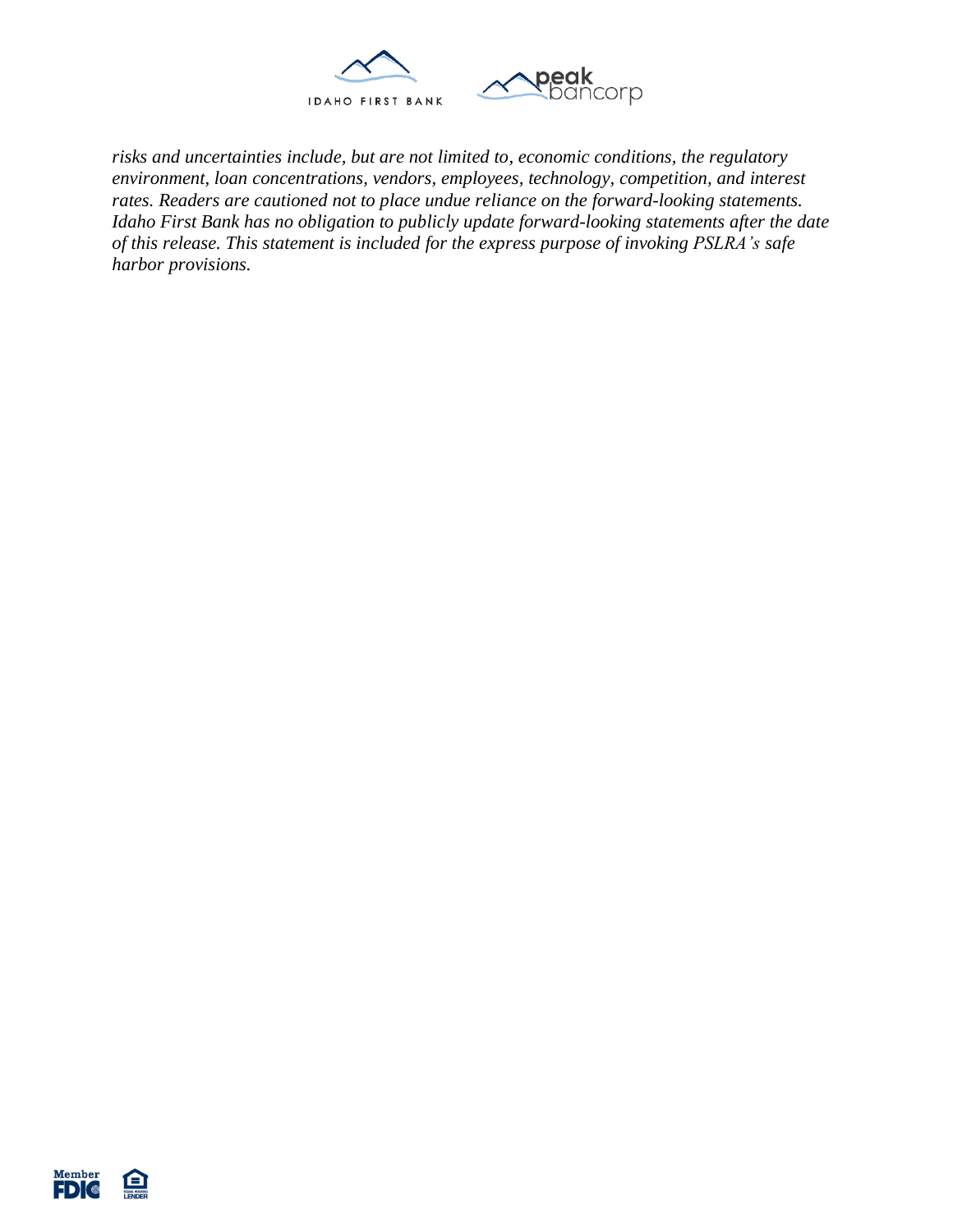*risks and uncertainties include, but are not limited to, economic conditions, the regulatory environment, loan concentrations, vendors, employees, technology, competition, and interest rates. Readers are cautioned not to place undue reliance on the forward-looking statements. Idaho First Bank has no obligation to publicly update forward-looking statements after the date of this release. This statement is included for the express purpose of invoking PSLRA's safe harbor provisions.*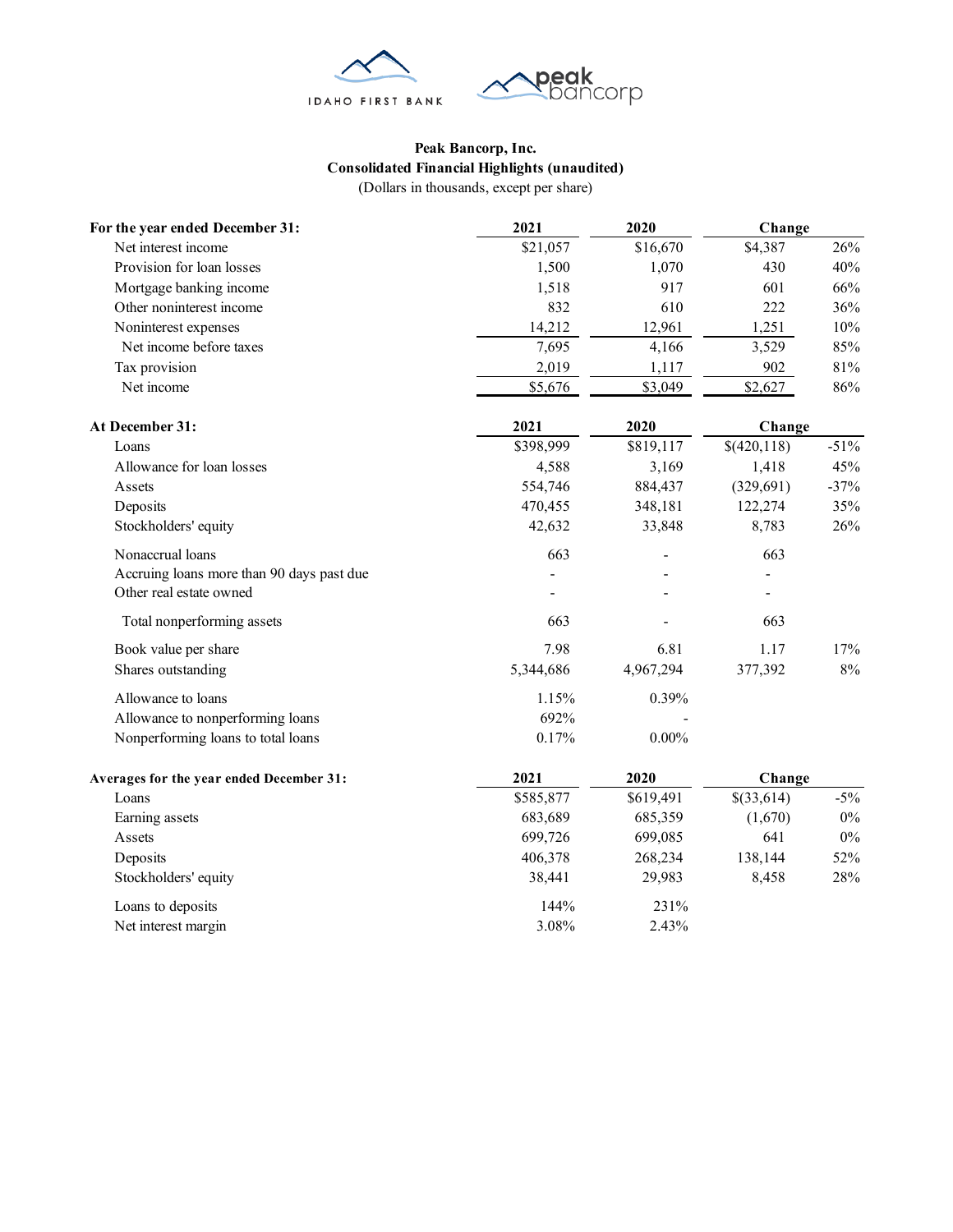IDAHO FIRST BANK

peak bancorp

**Peak Bancorp, Inc.**
**Consolidated Financial Highlights (unaudited)**
(Dollars in thousands, except per share)

| **For the year ended December 31:** | **2021** | **2020** | **Change** | |
|---|---|---|---|---|
| Net interest income | $21,057 | $16,670 | $4,387 | 26% |
| Provision for loan losses | 1,500 | 1,070 | 430 | 40% |
| Mortgage banking income | 1,518 | 917 | 601 | 66% |
| Other noninterest income | 832 | 610 | 222 | 36% |
| Noninterest expenses | 14,212 | 12,961 | 1,251 | 10% |
| Net income before taxes | 7,695 | 4,166 | 3,529 | 85% |
| Tax provision | 2,019 | 1,117 | 902 | 81% |
| Net income | $5,676 | $3,049 | $2,627 | 86% |

| **At December 31:** | **2021** | **2020** | **Change** | |
|---|---|---|---|---|
| Loans | $398,999 | $819,117 | $(420,118) | -51% |
| Allowance for loan losses | 4,588 | 3,169 | 1,418 | 45% |
| Assets | 554,746 | 884,437 | (329,691) | -37% |
| Deposits | 470,455 | 348,181 | 122,274 | 35% |
| Stockholders' equity | 42,632 | 33,848 | 8,783 | 26% |
| Nonaccrual loans | 663 | - | 663 | |
| Accruing loans more than 90 days past due | - | - | - | |
| Other real estate owned | - | - | - | |
| Total nonperforming assets | 663 | - | 663 | |
| Book value per share | 7.98 | 6.81 | 1.17 | 17% |
| Shares outstanding | 5,344,686 | 4,967,294 | 377,392 | 8% |
| Allowance to loans | 1.15% | 0.39% | | |
| Allowance to nonperforming loans | 692% | - | | |
| Nonperforming loans to total loans | 0.17% | 0.00% | | |

| **Averages for the year ended December 31:** | **2021** | **2020** | **Change** | |
|---|---|---|---|---|
| Loans | $585,877 | $619,491 | $(33,614) | -5% |
| Earning assets | 683,689 | 685,359 | (1,670) | 0% |
| Assets | 699,726 | 699,085 | 641 | 0% |
| Deposits | 406,378 | 268,234 | 138,144 | 52% |
| Stockholders' equity | 38,441 | 29,983 | 8,458 | 28% |
| Loans to deposits | 144% | 231% | | |
| Net interest margin | 3.08% | 2.43% | | |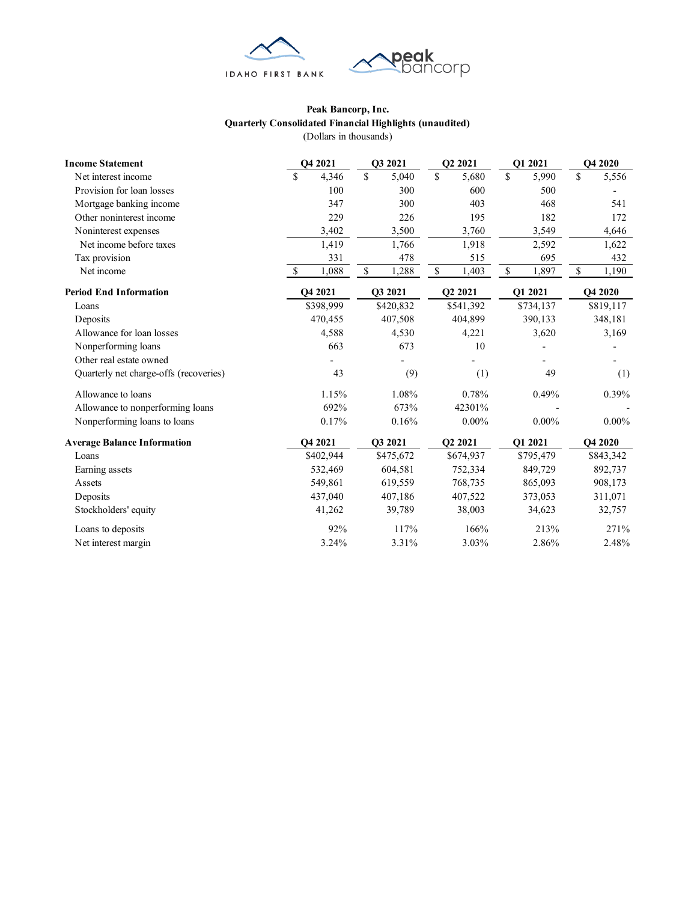IDAHO FIRST BANK

peak bancorp

**Peak Bancorp, Inc.**
**Quarterly Consolidated Financial Highlights (unaudited)**
(Dollars in thousands)

| **Income Statement** | **Q4 2021** | **Q3 2021** | **Q2 2021** | **Q1 2021** | **Q4 2020** |
|---|---|---|---|---|---|
| Net interest income | $ 4,346 | $ 5,040 | $ 5,680 | $ 5,990 | $ 5,556 |
| Provision for loan losses | 100 | 300 | 600 | 500 | - |
| Mortgage banking income | 347 | 300 | 403 | 468 | 541 |
| Other noninterest income | 229 | 226 | 195 | 182 | 172 |
| Noninterest expenses | 3,402 | 3,500 | 3,760 | 3,549 | 4,646 |
| Net income before taxes | 1,419 | 1,766 | 1,918 | 2,592 | 1,622 |
| Tax provision | 331 | 478 | 515 | 695 | 432 |
| Net income | $ 1,088 | $ 1,288 | $ 1,403 | $ 1,897 | $ 1,190 |
| **Period End Information** | **Q4 2021** | **Q3 2021** | **Q2 2021** | **Q1 2021** | **Q4 2020** |
| Loans | $398,999 | $420,832 | $541,392 | $734,137 | $819,117 |
| Deposits | 470,455 | 407,508 | 404,899 | 390,133 | 348,181 |
| Allowance for loan losses | 4,588 | 4,530 | 4,221 | 3,620 | 3,169 |
| Nonperforming loans | 663 | 673 | 10 | - | - |
| Other real estate owned | - | - | - | - | - |
| Quarterly net charge-offs (recoveries) | 43 | (9) | (1) | 49 | (1) |
| Allowance to loans | 1.15% | 1.08% | 0.78% | 0.49% | 0.39% |
| Allowance to nonperforming loans | 692% | 673% | 42301% | - | - |
| Nonperforming loans to loans | 0.17% | 0.16% | 0.00% | 0.00% | 0.00% |
| **Average Balance Information** | **Q4 2021** | **Q3 2021** | **Q2 2021** | **Q1 2021** | **Q4 2020** |
| Loans | $402,944 | $475,672 | $674,937 | $795,479 | $843,342 |
| Earning assets | 532,469 | 604,581 | 752,334 | 849,729 | 892,737 |
| Assets | 549,861 | 619,559 | 768,735 | 865,093 | 908,173 |
| Deposits | 437,040 | 407,186 | 407,522 | 373,053 | 311,071 |
| Stockholders' equity | 41,262 | 39,789 | 38,003 | 34,623 | 32,757 |
| Loans to deposits | 92% | 117% | 166% | 213% | 271% |
| Net interest margin | 3.24% | 3.31% | 3.03% | 2.86% | 2.48% |